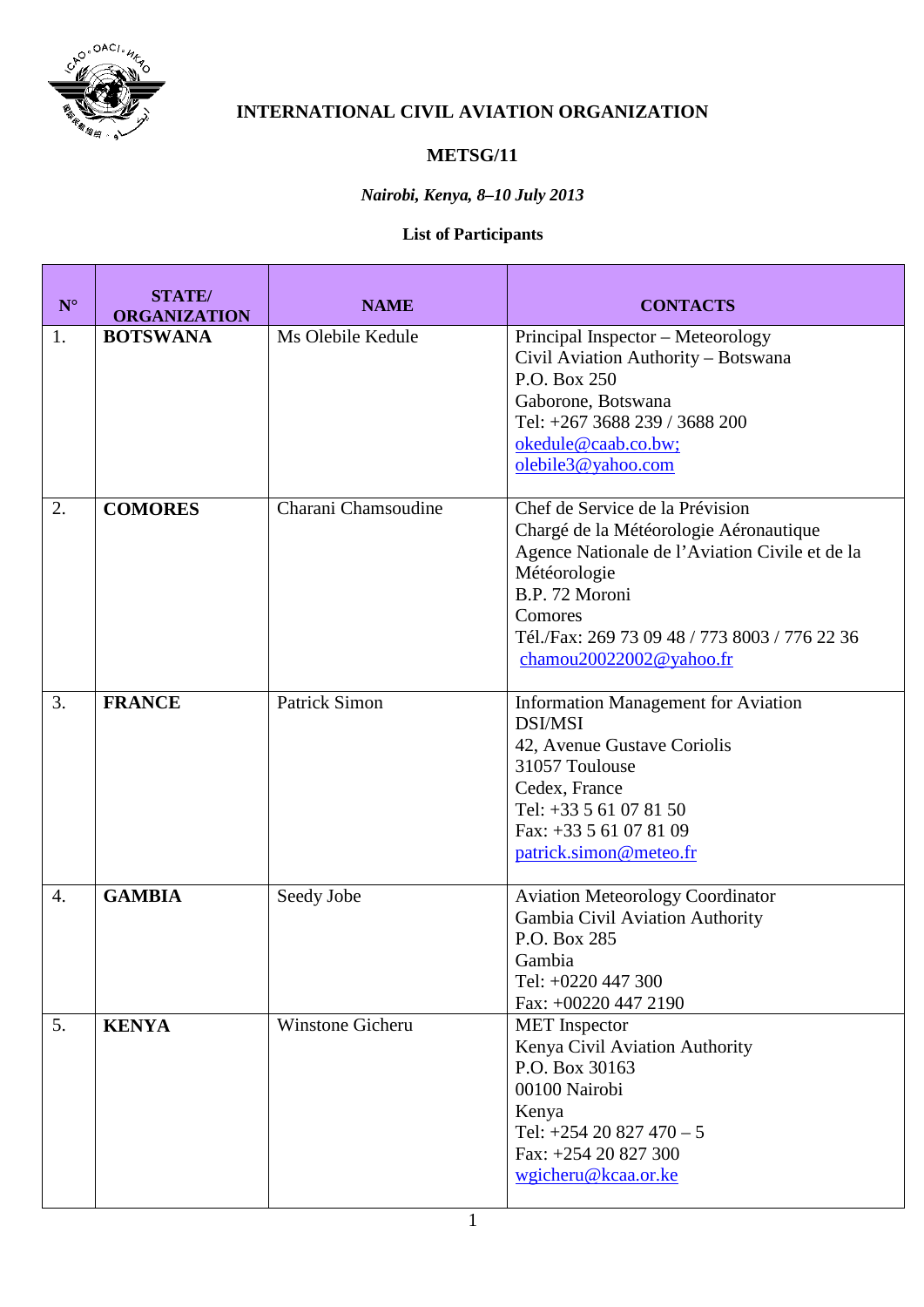**INTERNATIONAL CIVIL AVIATION ORGANIZATION**

**METSG/11**

***Nairobi, Kenya, 8–10 July 2013***

**List of Participants**

| **N°** | **STATE/ ORGANIZATION** | **NAME** | **CONTACTS** |
|---|---|---|---|
| 1. | **BOTSWANA** | Ms Olebile Kedule | Principal Inspector – Meteorology<br>Civil Aviation Authority – Botswana<br>P.O. Box 250<br>Gaborone, Botswana<br>Tel: +267 3688 239 / 3688 200<br>okedule@caab.co.bw;<br>olebile3@yahoo.com |
| 2. | **COMORES** | Charani Chamsoudine | Chef de Service de la Prévision<br>Chargé de la Météorologie Aéronautique<br>Agence Nationale de l’Aviation Civile et de la Météorologie<br>B.P. 72 Moroni<br>Comores<br>Tél./Fax: 269 73 09 48 / 773 8003 / 776 22 36<br>chamou20022002@yahoo.fr |
| 3. | **FRANCE** | Patrick Simon | Information Management for Aviation<br>DSI/MSI<br>42, Avenue Gustave Coriolis<br>31057 Toulouse<br>Cedex, France<br>Tel: +33 5 61 07 81 50<br>Fax: +33 5 61 07 81 09<br>patrick.simon@meteo.fr |
| 4. | **GAMBIA** | Seedy Jobe | Aviation Meteorology Coordinator<br>Gambia Civil Aviation Authority<br>P.O. Box 285<br>Gambia<br>Tel: +0220 447 300<br>Fax: +00220 447 2190 |
| 5. | **KENYA** | Winstone Gicheru | MET Inspector<br>Kenya Civil Aviation Authority<br>P.O. Box 30163<br>00100 Nairobi<br>Kenya<br>Tel: +254 20 827 470 – 5<br>Fax: +254 20 827 300<br>wgicheru@kcaa.or.ke |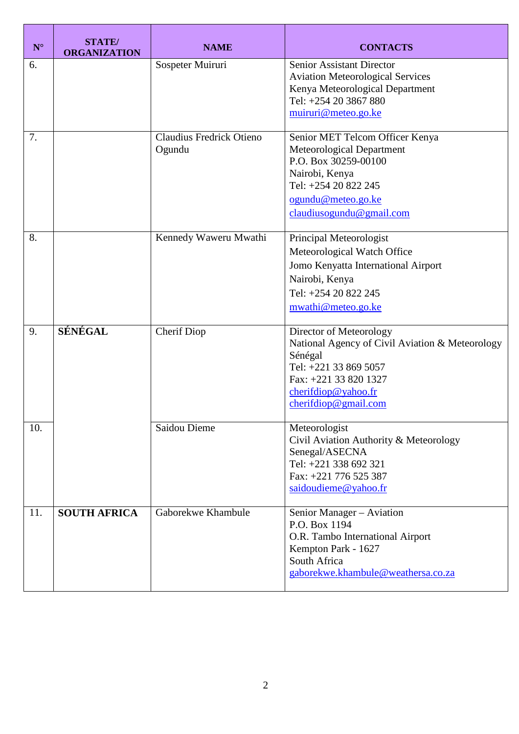| N° | STATE/ ORGANIZATION | NAME | CONTACTS |
|---|---|---|---|
| 6. | | Sospeter Muiruri | Senior Assistant Director<br>Aviation Meteorological Services<br>Kenya Meteorological Department<br>Tel: +254 20 3867 880<br>muiruri@meteo.go.ke |
| 7. | | Claudius Fredrick Otieno Ogundu | Senior MET Telcom Officer Kenya Meteorological Department<br>P.O. Box 30259-00100<br>Nairobi, Kenya<br>Tel: +254 20 822 245<br>ogundu@meteo.go.ke<br>claudiusogundu@gmail.com |
| 8. | | Kennedy Waweru Mwathi | Principal Meteorologist<br>Meteorological Watch Office<br>Jomo Kenyatta International Airport<br>Nairobi, Kenya<br>Tel: +254 20 822 245<br>mwathi@meteo.go.ke |
| 9. | **SÉNÉGAL** | Cherif Diop | Director of Meteorology<br>National Agency of Civil Aviation & Meteorology Sénégal<br>Tel: +221 33 869 5057<br>Fax: +221 33 820 1327<br>cherifdiop@yahoo.fr<br>cherifdiop@gmail.com |
| 10. | | Saidou Dieme | Meteorologist<br>Civil Aviation Authority & Meteorology Senegal/ASECNA<br>Tel: +221 338 692 321<br>Fax: +221 776 525 387<br>saidoudieme@yahoo.fr |
| 11. | **SOUTH AFRICA** | Gaborekwe Khambule | Senior Manager – Aviation<br>P.O. Box 1194<br>O.R. Tambo International Airport<br>Kempton Park - 1627<br>South Africa<br>gaborekwe.khambule@weathersa.co.za |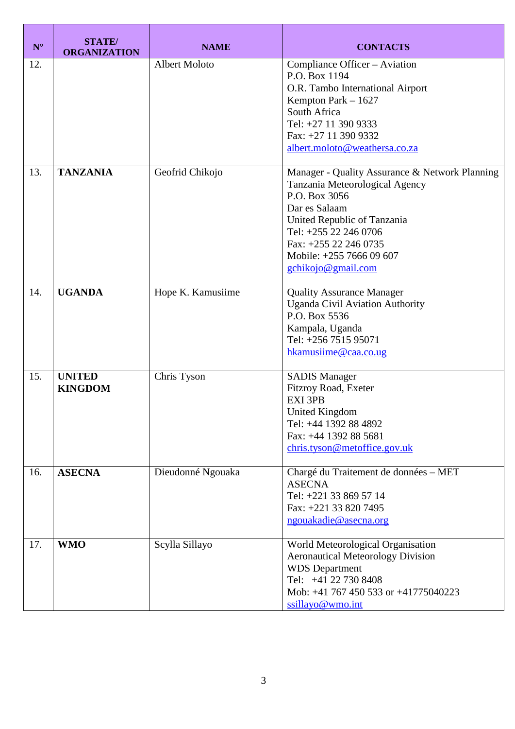| N° | STATE/ ORGANIZATION | NAME | CONTACTS |
|---|---|---|---|
| 12. | | Albert Moloto | Compliance Officer – Aviation<br>P.O. Box 1194<br>O.R. Tambo International Airport<br>Kempton Park – 1627<br>South Africa<br>Tel: +27 11 390 9333<br>Fax: +27 11 390 9332<br>albert.moloto@weathersa.co.za |
| 13. | **TANZANIA** | Geofrid Chikojo | Manager - Quality Assurance & Network Planning<br>Tanzania Meteorological Agency<br>P.O. Box 3056<br>Dar es Salaam<br>United Republic of Tanzania<br>Tel: +255 22 246 0706<br>Fax: +255 22 246 0735<br>Mobile: +255 7666 09 607<br>gchikojo@gmail.com |
| 14. | **UGANDA** | Hope K. Kamusiime | Quality Assurance Manager<br>Uganda Civil Aviation Authority<br>P.O. Box 5536<br>Kampala, Uganda<br>Tel: +256 7515 95071<br>hkamusiime@caa.co.ug |
| 15. | **UNITED KINGDOM** | Chris Tyson | SADIS Manager<br>Fitzroy Road, Exeter<br>EXI 3PB<br>United Kingdom<br>Tel: +44 1392 88 4892<br>Fax: +44 1392 88 5681<br>chris.tyson@metoffice.gov.uk |
| 16. | **ASECNA** | Dieudonné Ngouaka | Chargé du Traitement de données – MET<br>ASECNA<br>Tel: +221 33 869 57 14<br>Fax: +221 33 820 7495<br>ngouakadie@asecna.org |
| 17. | **WMO** | Scylla Sillayo | World Meteorological Organisation<br>Aeronautical Meteorology Division<br>WDS Department<br>Tel: +41 22 730 8408<br>Mob: +41 767 450 533 or +41775040223<br>ssillayo@wmo.int |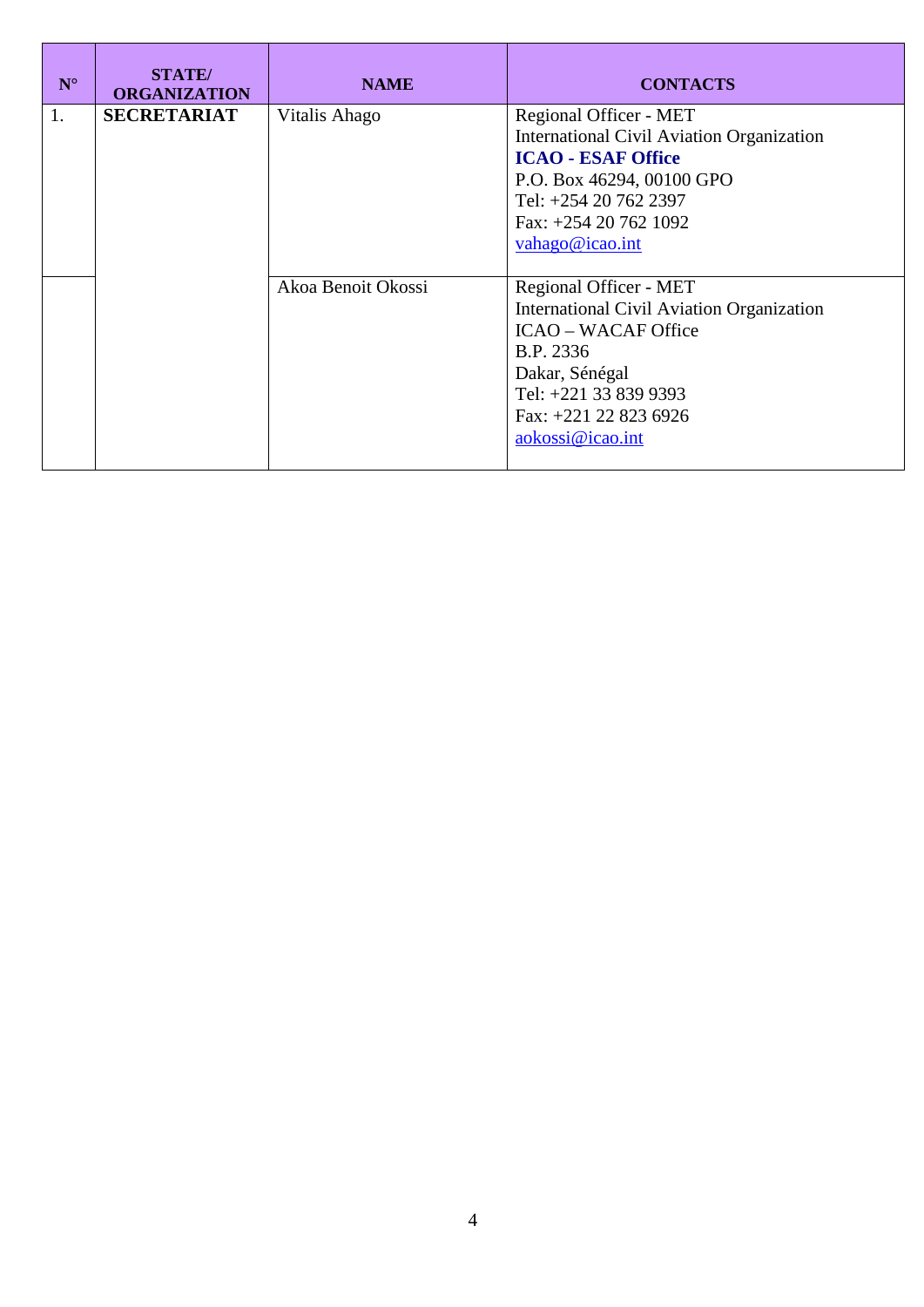| N° | STATE/ ORGANIZATION | NAME | CONTACTS |
|---|---|---|---|
| 1. | **SECRETARIAT** | Vitalis Ahago | Regional Officer - MET<br>International Civil Aviation Organization<br>**ICAO - ESAF Office**<br>P.O. Box 46294, 00100 GPO<br>Tel: +254 20 762 2397<br>Fax: +254 20 762 1092<br>vahago@icao.int |
| | | Akoa Benoit Okossi | Regional Officer - MET<br>International Civil Aviation Organization<br>ICAO – WACAF Office<br>B.P. 2336<br>Dakar, Sénégal<br>Tel: +221 33 839 9393<br>Fax: +221 22 823 6926<br>aokossi@icao.int |